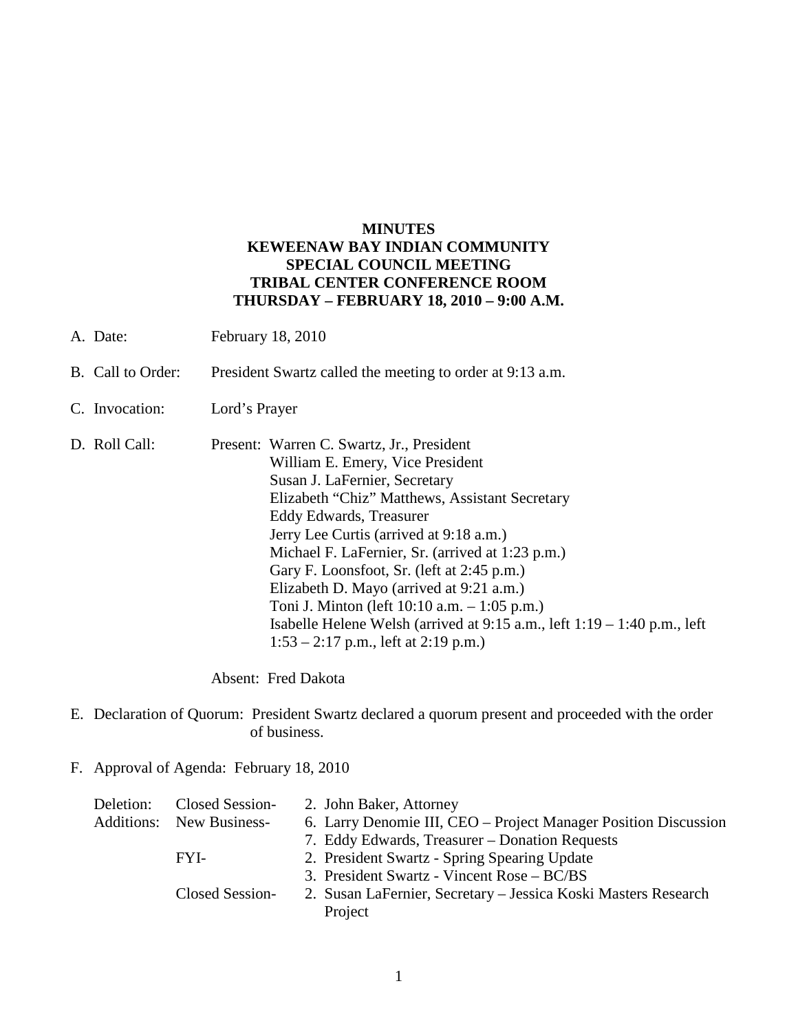**MINUTES**
**KEWEENAW BAY INDIAN COMMUNITY**
**SPECIAL COUNCIL MEETING**
**TRIBAL CENTER CONFERENCE ROOM**
**THURSDAY – FEBRUARY 18, 2010 – 9:00 A.M.**

A. Date: February 18, 2010

B. Call to Order: President Swartz called the meeting to order at 9:13 a.m.

C. Invocation: Lord's Prayer

D. Roll Call: Present: Warren C. Swartz, Jr., President
William E. Emery, Vice President
Susan J. LaFernier, Secretary
Elizabeth "Chiz" Matthews, Assistant Secretary
Eddy Edwards, Treasurer
Jerry Lee Curtis (arrived at 9:18 a.m.)
Michael F. LaFernier, Sr. (arrived at 1:23 p.m.)
Gary F. Loonsfoot, Sr. (left at 2:45 p.m.)
Elizabeth D. Mayo (arrived at 9:21 a.m.)
Toni J. Minton (left 10:10 a.m. – 1:05 p.m.)
Isabelle Helene Welsh (arrived at 9:15 a.m., left 1:19 – 1:40 p.m., left 1:53 – 2:17 p.m., left at 2:19 p.m.)

Absent: Fred Dakota

E. Declaration of Quorum: President Swartz declared a quorum present and proceeded with the order of business.

F. Approval of Agenda: February 18, 2010

Deletion: Closed Session- 2. John Baker, Attorney
Additions: New Business- 6. Larry Denomie III, CEO – Project Manager Position Discussion
7. Eddy Edwards, Treasurer – Donation Requests
FYI- 2. President Swartz - Spring Spearing Update
3. President Swartz - Vincent Rose – BC/BS
Closed Session- 2. Susan LaFernier, Secretary – Jessica Koski Masters Research Project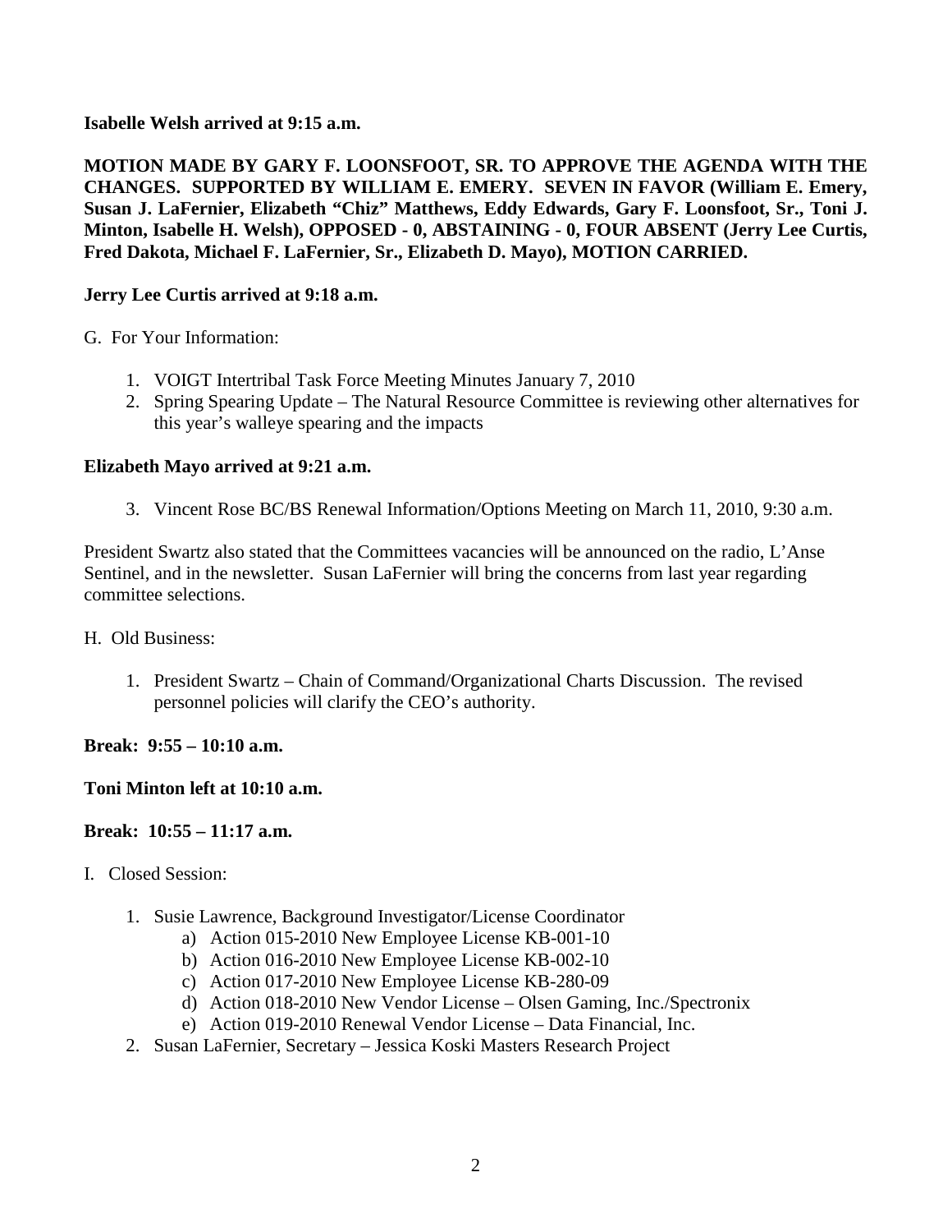**Isabelle Welsh arrived at 9:15 a.m.**

**MOTION MADE BY GARY F. LOONSFOOT, SR. TO APPROVE THE AGENDA WITH THE CHANGES. SUPPORTED BY WILLIAM E. EMERY. SEVEN IN FAVOR (William E. Emery, Susan J. LaFernier, Elizabeth "Chiz" Matthews, Eddy Edwards, Gary F. Loonsfoot, Sr., Toni J. Minton, Isabelle H. Welsh), OPPOSED - 0, ABSTAINING - 0, FOUR ABSENT (Jerry Lee Curtis, Fred Dakota, Michael F. LaFernier, Sr., Elizabeth D. Mayo), MOTION CARRIED.**

**Jerry Lee Curtis arrived at 9:18 a.m.**

G. For Your Information:

1. VOIGT Intertribal Task Force Meeting Minutes January 7, 2010
2. Spring Spearing Update – The Natural Resource Committee is reviewing other alternatives for this year's walleye spearing and the impacts

**Elizabeth Mayo arrived at 9:21 a.m.**

3. Vincent Rose BC/BS Renewal Information/Options Meeting on March 11, 2010, 9:30 a.m.

President Swartz also stated that the Committees vacancies will be announced on the radio, L'Anse Sentinel, and in the newsletter. Susan LaFernier will bring the concerns from last year regarding committee selections.

H. Old Business:

1. President Swartz – Chain of Command/Organizational Charts Discussion. The revised personnel policies will clarify the CEO's authority.

**Break: 9:55 – 10:10 a.m.**

**Toni Minton left at 10:10 a.m.**

**Break: 10:55 – 11:17 a.m.**

I. Closed Session:

1. Susie Lawrence, Background Investigator/License Coordinator
   a) Action 015-2010 New Employee License KB-001-10
   b) Action 016-2010 New Employee License KB-002-10
   c) Action 017-2010 New Employee License KB-280-09
   d) Action 018-2010 New Vendor License – Olsen Gaming, Inc./Spectronix
   e) Action 019-2010 Renewal Vendor License – Data Financial, Inc.
2. Susan LaFernier, Secretary – Jessica Koski Masters Research Project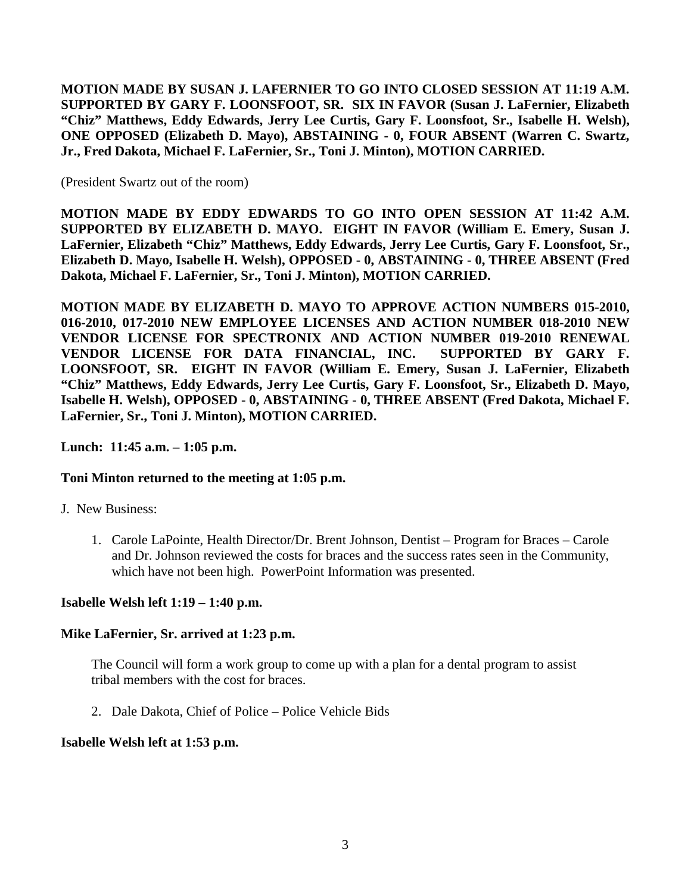**MOTION MADE BY SUSAN J. LAFERNIER TO GO INTO CLOSED SESSION AT 11:19 A.M. SUPPORTED BY GARY F. LOONSFOOT, SR. SIX IN FAVOR (Susan J. LaFernier, Elizabeth "Chiz" Matthews, Eddy Edwards, Jerry Lee Curtis, Gary F. Loonsfoot, Sr., Isabelle H. Welsh), ONE OPPOSED (Elizabeth D. Mayo), ABSTAINING - 0, FOUR ABSENT (Warren C. Swartz, Jr., Fred Dakota, Michael F. LaFernier, Sr., Toni J. Minton), MOTION CARRIED.**

(President Swartz out of the room)

**MOTION MADE BY EDDY EDWARDS TO GO INTO OPEN SESSION AT 11:42 A.M. SUPPORTED BY ELIZABETH D. MAYO. EIGHT IN FAVOR (William E. Emery, Susan J. LaFernier, Elizabeth "Chiz" Matthews, Eddy Edwards, Jerry Lee Curtis, Gary F. Loonsfoot, Sr., Elizabeth D. Mayo, Isabelle H. Welsh), OPPOSED - 0, ABSTAINING - 0, THREE ABSENT (Fred Dakota, Michael F. LaFernier, Sr., Toni J. Minton), MOTION CARRIED.**

**MOTION MADE BY ELIZABETH D. MAYO TO APPROVE ACTION NUMBERS 015-2010, 016-2010, 017-2010 NEW EMPLOYEE LICENSES AND ACTION NUMBER 018-2010 NEW VENDOR LICENSE FOR SPECTRONIX AND ACTION NUMBER 019-2010 RENEWAL VENDOR LICENSE FOR DATA FINANCIAL, INC. SUPPORTED BY GARY F. LOONSFOOT, SR. EIGHT IN FAVOR (William E. Emery, Susan J. LaFernier, Elizabeth "Chiz" Matthews, Eddy Edwards, Jerry Lee Curtis, Gary F. Loonsfoot, Sr., Elizabeth D. Mayo, Isabelle H. Welsh), OPPOSED - 0, ABSTAINING - 0, THREE ABSENT (Fred Dakota, Michael F. LaFernier, Sr., Toni J. Minton), MOTION CARRIED.**

**Lunch: 11:45 a.m. – 1:05 p.m.**

**Toni Minton returned to the meeting at 1:05 p.m.**

J. New Business:

1. Carole LaPointe, Health Director/Dr. Brent Johnson, Dentist – Program for Braces – Carole and Dr. Johnson reviewed the costs for braces and the success rates seen in the Community, which have not been high. PowerPoint Information was presented.

**Isabelle Welsh left 1:19 – 1:40 p.m.**

**Mike LaFernier, Sr. arrived at 1:23 p.m.**

The Council will form a work group to come up with a plan for a dental program to assist tribal members with the cost for braces.

2. Dale Dakota, Chief of Police – Police Vehicle Bids

**Isabelle Welsh left at 1:53 p.m.**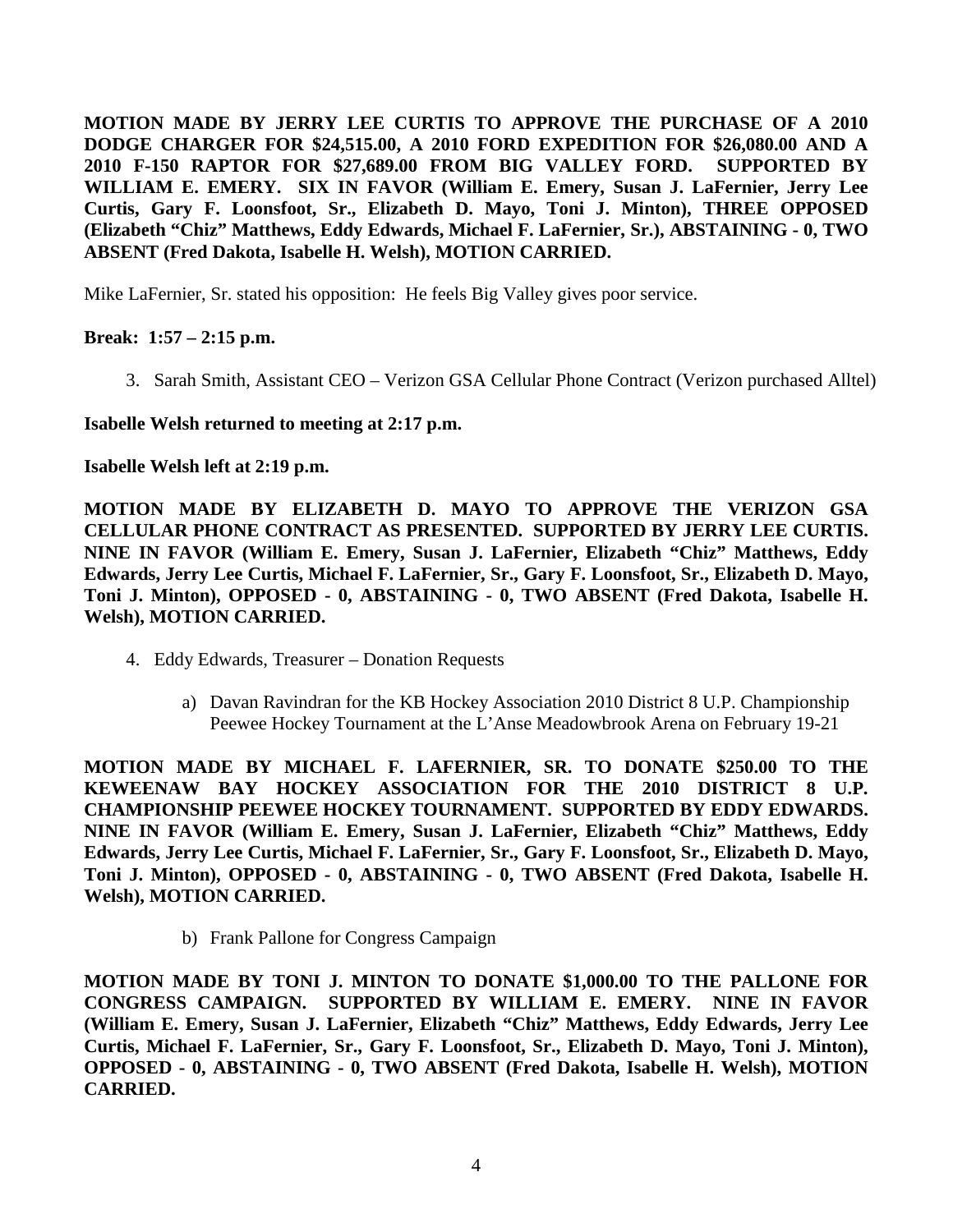**MOTION MADE BY JERRY LEE CURTIS TO APPROVE THE PURCHASE OF A 2010 DODGE CHARGER FOR $24,515.00, A 2010 FORD EXPEDITION FOR $26,080.00 AND A 2010 F-150 RAPTOR FOR $27,689.00 FROM BIG VALLEY FORD. SUPPORTED BY WILLIAM E. EMERY. SIX IN FAVOR (William E. Emery, Susan J. LaFernier, Jerry Lee Curtis, Gary F. Loonsfoot, Sr., Elizabeth D. Mayo, Toni J. Minton), THREE OPPOSED (Elizabeth "Chiz" Matthews, Eddy Edwards, Michael F. LaFernier, Sr.), ABSTAINING - 0, TWO ABSENT (Fred Dakota, Isabelle H. Welsh), MOTION CARRIED.**

Mike LaFernier, Sr. stated his opposition: He feels Big Valley gives poor service.

**Break: 1:57 – 2:15 p.m.**

3. Sarah Smith, Assistant CEO – Verizon GSA Cellular Phone Contract (Verizon purchased Alltel)

**Isabelle Welsh returned to meeting at 2:17 p.m.**

**Isabelle Welsh left at 2:19 p.m.**

**MOTION MADE BY ELIZABETH D. MAYO TO APPROVE THE VERIZON GSA CELLULAR PHONE CONTRACT AS PRESENTED. SUPPORTED BY JERRY LEE CURTIS. NINE IN FAVOR (William E. Emery, Susan J. LaFernier, Elizabeth "Chiz" Matthews, Eddy Edwards, Jerry Lee Curtis, Michael F. LaFernier, Sr., Gary F. Loonsfoot, Sr., Elizabeth D. Mayo, Toni J. Minton), OPPOSED - 0, ABSTAINING - 0, TWO ABSENT (Fred Dakota, Isabelle H. Welsh), MOTION CARRIED.**

4. Eddy Edwards, Treasurer – Donation Requests

   a) Davan Ravindran for the KB Hockey Association 2010 District 8 U.P. Championship Peewee Hockey Tournament at the L'Anse Meadowbrook Arena on February 19-21

**MOTION MADE BY MICHAEL F. LAFERNIER, SR. TO DONATE $250.00 TO THE KEWEENAW BAY HOCKEY ASSOCIATION FOR THE 2010 DISTRICT 8 U.P. CHAMPIONSHIP PEEWEE HOCKEY TOURNAMENT. SUPPORTED BY EDDY EDWARDS. NINE IN FAVOR (William E. Emery, Susan J. LaFernier, Elizabeth "Chiz" Matthews, Eddy Edwards, Jerry Lee Curtis, Michael F. LaFernier, Sr., Gary F. Loonsfoot, Sr., Elizabeth D. Mayo, Toni J. Minton), OPPOSED - 0, ABSTAINING - 0, TWO ABSENT (Fred Dakota, Isabelle H. Welsh), MOTION CARRIED.**

   b) Frank Pallone for Congress Campaign

**MOTION MADE BY TONI J. MINTON TO DONATE $1,000.00 TO THE PALLONE FOR CONGRESS CAMPAIGN. SUPPORTED BY WILLIAM E. EMERY. NINE IN FAVOR (William E. Emery, Susan J. LaFernier, Elizabeth "Chiz" Matthews, Eddy Edwards, Jerry Lee Curtis, Michael F. LaFernier, Sr., Gary F. Loonsfoot, Sr., Elizabeth D. Mayo, Toni J. Minton), OPPOSED - 0, ABSTAINING - 0, TWO ABSENT (Fred Dakota, Isabelle H. Welsh), MOTION CARRIED.**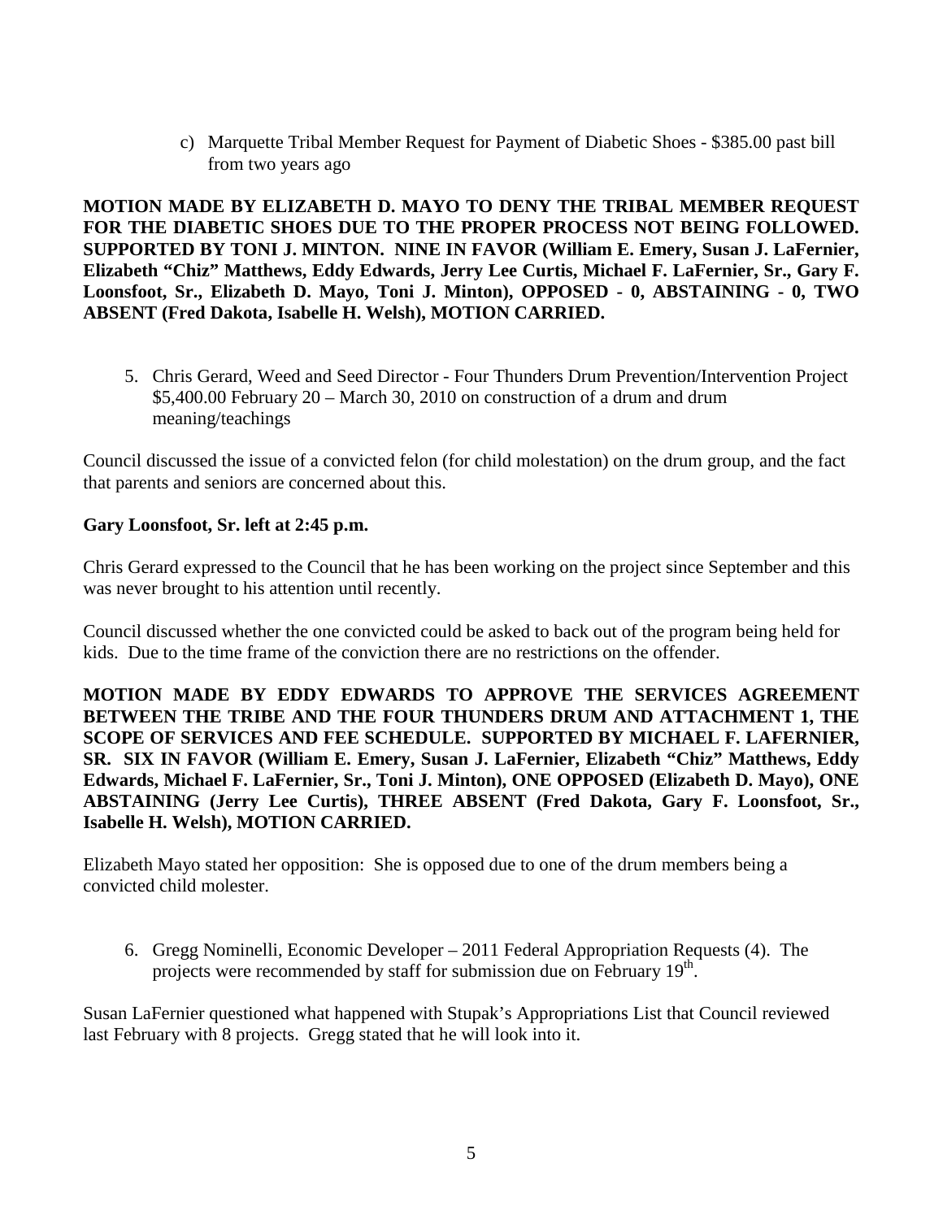c) Marquette Tribal Member Request for Payment of Diabetic Shoes - $385.00 past bill from two years ago

**MOTION MADE BY ELIZABETH D. MAYO TO DENY THE TRIBAL MEMBER REQUEST FOR THE DIABETIC SHOES DUE TO THE PROPER PROCESS NOT BEING FOLLOWED. SUPPORTED BY TONI J. MINTON. NINE IN FAVOR (William E. Emery, Susan J. LaFernier, Elizabeth "Chiz" Matthews, Eddy Edwards, Jerry Lee Curtis, Michael F. LaFernier, Sr., Gary F. Loonsfoot, Sr., Elizabeth D. Mayo, Toni J. Minton), OPPOSED - 0, ABSTAINING - 0, TWO ABSENT (Fred Dakota, Isabelle H. Welsh), MOTION CARRIED.**

5. Chris Gerard, Weed and Seed Director - Four Thunders Drum Prevention/Intervention Project $5,400.00 February 20 – March 30, 2010 on construction of a drum and drum meaning/teachings

Council discussed the issue of a convicted felon (for child molestation) on the drum group, and the fact that parents and seniors are concerned about this.

**Gary Loonsfoot, Sr. left at 2:45 p.m.**

Chris Gerard expressed to the Council that he has been working on the project since September and this was never brought to his attention until recently.

Council discussed whether the one convicted could be asked to back out of the program being held for kids. Due to the time frame of the conviction there are no restrictions on the offender.

**MOTION MADE BY EDDY EDWARDS TO APPROVE THE SERVICES AGREEMENT BETWEEN THE TRIBE AND THE FOUR THUNDERS DRUM AND ATTACHMENT 1, THE SCOPE OF SERVICES AND FEE SCHEDULE. SUPPORTED BY MICHAEL F. LAFERNIER, SR. SIX IN FAVOR (William E. Emery, Susan J. LaFernier, Elizabeth "Chiz" Matthews, Eddy Edwards, Michael F. LaFernier, Sr., Toni J. Minton), ONE OPPOSED (Elizabeth D. Mayo), ONE ABSTAINING (Jerry Lee Curtis), THREE ABSENT (Fred Dakota, Gary F. Loonsfoot, Sr., Isabelle H. Welsh), MOTION CARRIED.**

Elizabeth Mayo stated her opposition: She is opposed due to one of the drum members being a convicted child molester.

6. Gregg Nominelli, Economic Developer – 2011 Federal Appropriation Requests (4). The projects were recommended by staff for submission due on February 19th.

Susan LaFernier questioned what happened with Stupak's Appropriations List that Council reviewed last February with 8 projects. Gregg stated that he will look into it.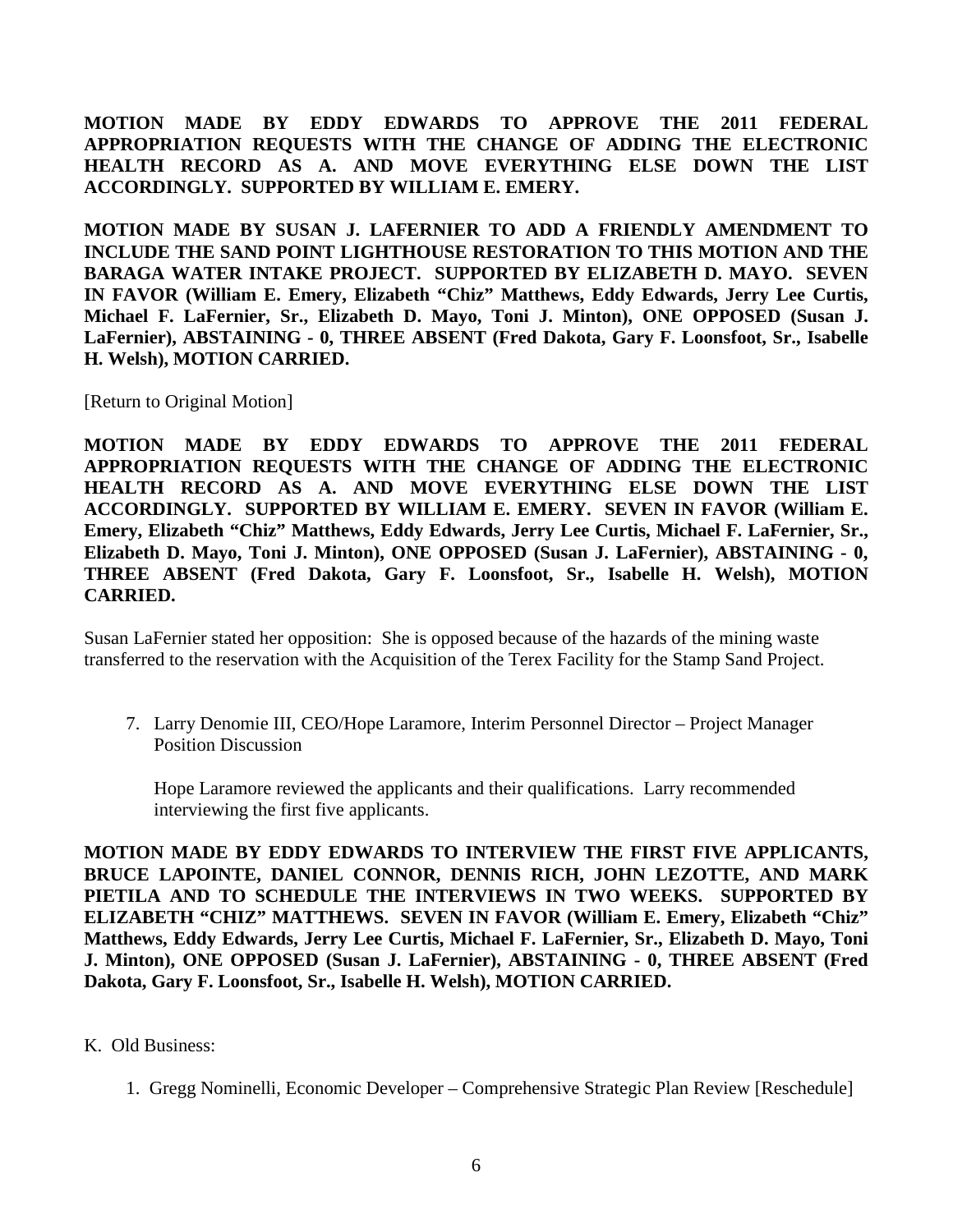**MOTION MADE BY EDDY EDWARDS TO APPROVE THE 2011 FEDERAL APPROPRIATION REQUESTS WITH THE CHANGE OF ADDING THE ELECTRONIC HEALTH RECORD AS A. AND MOVE EVERYTHING ELSE DOWN THE LIST ACCORDINGLY. SUPPORTED BY WILLIAM E. EMERY.**

**MOTION MADE BY SUSAN J. LAFERNIER TO ADD A FRIENDLY AMENDMENT TO INCLUDE THE SAND POINT LIGHTHOUSE RESTORATION TO THIS MOTION AND THE BARAGA WATER INTAKE PROJECT. SUPPORTED BY ELIZABETH D. MAYO. SEVEN IN FAVOR (William E. Emery, Elizabeth "Chiz" Matthews, Eddy Edwards, Jerry Lee Curtis, Michael F. LaFernier, Sr., Elizabeth D. Mayo, Toni J. Minton), ONE OPPOSED (Susan J. LaFernier), ABSTAINING - 0, THREE ABSENT (Fred Dakota, Gary F. Loonsfoot, Sr., Isabelle H. Welsh), MOTION CARRIED.**

[Return to Original Motion]

**MOTION MADE BY EDDY EDWARDS TO APPROVE THE 2011 FEDERAL APPROPRIATION REQUESTS WITH THE CHANGE OF ADDING THE ELECTRONIC HEALTH RECORD AS A. AND MOVE EVERYTHING ELSE DOWN THE LIST ACCORDINGLY. SUPPORTED BY WILLIAM E. EMERY. SEVEN IN FAVOR (William E. Emery, Elizabeth "Chiz" Matthews, Eddy Edwards, Jerry Lee Curtis, Michael F. LaFernier, Sr., Elizabeth D. Mayo, Toni J. Minton), ONE OPPOSED (Susan J. LaFernier), ABSTAINING - 0, THREE ABSENT (Fred Dakota, Gary F. Loonsfoot, Sr., Isabelle H. Welsh), MOTION CARRIED.**

Susan LaFernier stated her opposition: She is opposed because of the hazards of the mining waste transferred to the reservation with the Acquisition of the Terex Facility for the Stamp Sand Project.

7. Larry Denomie III, CEO/Hope Laramore, Interim Personnel Director – Project Manager Position Discussion

   Hope Laramore reviewed the applicants and their qualifications. Larry recommended interviewing the first five applicants.

**MOTION MADE BY EDDY EDWARDS TO INTERVIEW THE FIRST FIVE APPLICANTS, BRUCE LAPOINTE, DANIEL CONNOR, DENNIS RICH, JOHN LEZOTTE, AND MARK PIETILA AND TO SCHEDULE THE INTERVIEWS IN TWO WEEKS. SUPPORTED BY ELIZABETH "CHIZ" MATTHEWS. SEVEN IN FAVOR (William E. Emery, Elizabeth "Chiz" Matthews, Eddy Edwards, Jerry Lee Curtis, Michael F. LaFernier, Sr., Elizabeth D. Mayo, Toni J. Minton), ONE OPPOSED (Susan J. LaFernier), ABSTAINING - 0, THREE ABSENT (Fred Dakota, Gary F. Loonsfoot, Sr., Isabelle H. Welsh), MOTION CARRIED.**

K. Old Business:

1. Gregg Nominelli, Economic Developer – Comprehensive Strategic Plan Review [Reschedule]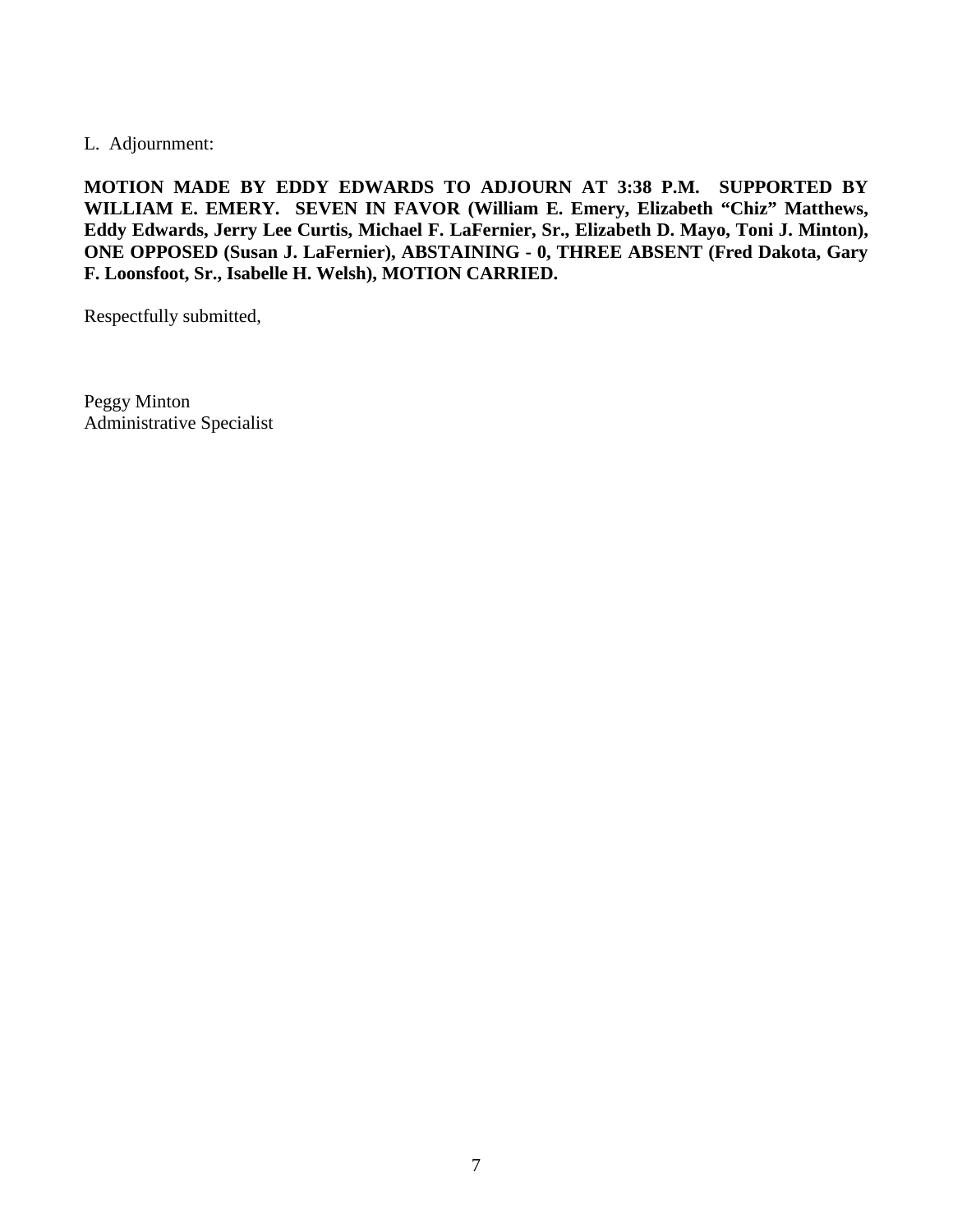L. Adjournment:

**MOTION MADE BY EDDY EDWARDS TO ADJOURN AT 3:38 P.M. SUPPORTED BY WILLIAM E. EMERY. SEVEN IN FAVOR (William E. Emery, Elizabeth "Chiz" Matthews, Eddy Edwards, Jerry Lee Curtis, Michael F. LaFernier, Sr., Elizabeth D. Mayo, Toni J. Minton), ONE OPPOSED (Susan J. LaFernier), ABSTAINING - 0, THREE ABSENT (Fred Dakota, Gary F. Loonsfoot, Sr., Isabelle H. Welsh), MOTION CARRIED.**

Respectfully submitted,

Peggy Minton
Administrative Specialist